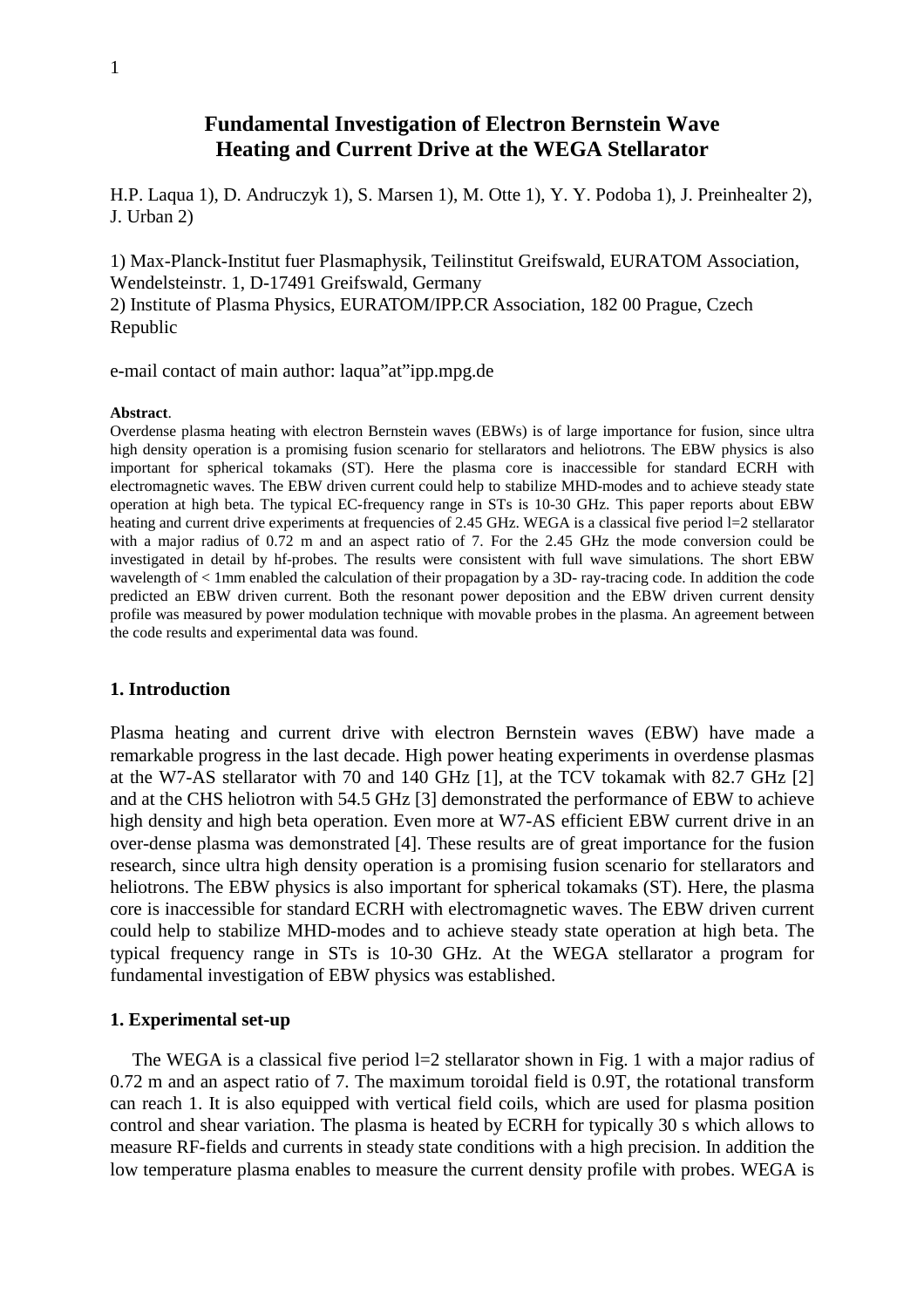# Fundamental Investigation of Electron Bernstein Wave Heating and Current Drive at the WEGA Stellarator

H.P. Laqua 1), D. Andruczyk 1), S. Marsen 1), M. Otte 1), Y. Y. Podoba 1), J. Preinhealter 2), J. Urban 2)

1) Max-Planck-Institut fuer Plasmaphysik, Teilinstitut Greifswald, EURATOM Association, Wendelsteinstr. 1, D-17491 Greifswald, Germany
2) Institute of Plasma Physics, EURATOM/IPP.CR Association, 182 00 Prague, Czech Republic

e-mail contact of main author: laqua"at"ipp.mpg.de

**Abstract**.
Overdense plasma heating with electron Bernstein waves (EBWs) is of large importance for fusion, since ultra high density operation is a promising fusion scenario for stellarators and heliotrons. The EBW physics is also important for spherical tokamaks (ST). Here the plasma core is inaccessible for standard ECRH with electromagnetic waves. The EBW driven current could help to stabilize MHD-modes and to achieve steady state operation at high beta. The typical EC-frequency range in STs is 10-30 GHz. This paper reports about EBW heating and current drive experiments at frequencies of 2.45 GHz. WEGA is a classical five period l=2 stellarator with a major radius of 0.72 m and an aspect ratio of 7. For the 2.45 GHz the mode conversion could be investigated in detail by hf-probes. The results were consistent with full wave simulations. The short EBW wavelength of < 1mm enabled the calculation of their propagation by a 3D- ray-tracing code. In addition the code predicted an EBW driven current. Both the resonant power deposition and the EBW driven current density profile was measured by power modulation technique with movable probes in the plasma. An agreement between the code results and experimental data was found.

## 1. Introduction

Plasma heating and current drive with electron Bernstein waves (EBW) have made a remarkable progress in the last decade. High power heating experiments in overdense plasmas at the W7-AS stellarator with 70 and 140 GHz [1], at the TCV tokamak with 82.7 GHz [2] and at the CHS heliotron with 54.5 GHz [3] demonstrated the performance of EBW to achieve high density and high beta operation. Even more at W7-AS efficient EBW current drive in an over-dense plasma was demonstrated [4]. These results are of great importance for the fusion research, since ultra high density operation is a promising fusion scenario for stellarators and heliotrons. The EBW physics is also important for spherical tokamaks (ST). Here, the plasma core is inaccessible for standard ECRH with electromagnetic waves. The EBW driven current could help to stabilize MHD-modes and to achieve steady state operation at high beta. The typical frequency range in STs is 10-30 GHz. At the WEGA stellarator a program for fundamental investigation of EBW physics was established.

## 1. Experimental set-up

The WEGA is a classical five period l=2 stellarator shown in Fig. 1 with a major radius of 0.72 m and an aspect ratio of 7. The maximum toroidal field is 0.9T, the rotational transform can reach 1. It is also equipped with vertical field coils, which are used for plasma position control and shear variation. The plasma is heated by ECRH for typically 30 s which allows to measure RF-fields and currents in steady state conditions with a high precision. In addition the low temperature plasma enables to measure the current density profile with probes. WEGA is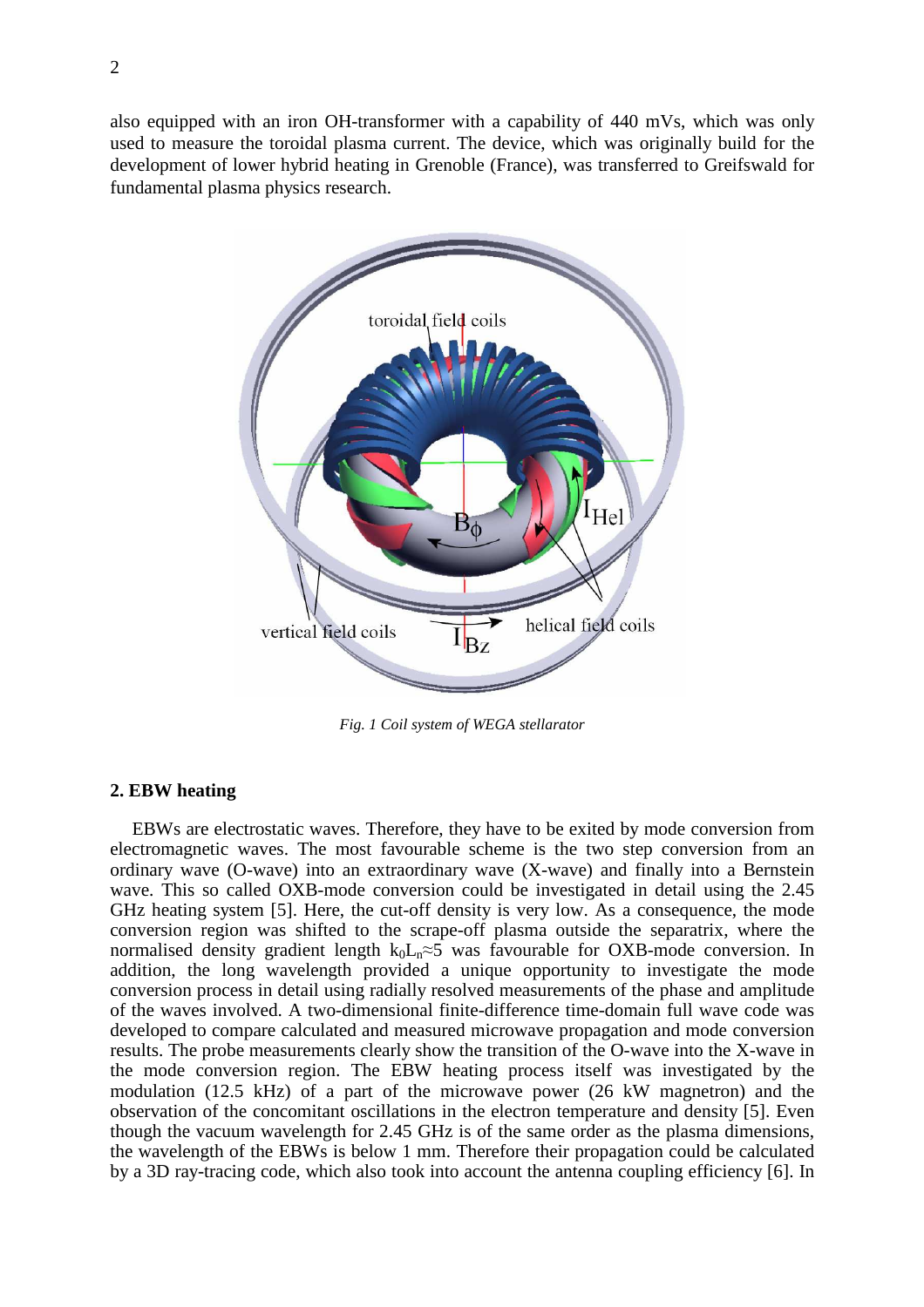also equipped with an iron OH-transformer with a capability of 440 mVs, which was only used to measure the toroidal plasma current. The device, which was originally build for the development of lower hybrid heating in Grenoble (France), was transferred to Greifswald for fundamental plasma physics research.

*Fig. 1 Coil system of WEGA stellarator*

## 2. EBW heating

EBWs are electrostatic waves. Therefore, they have to be exited by mode conversion from electromagnetic waves. The most favourable scheme is the two step conversion from an ordinary wave (O-wave) into an extraordinary wave (X-wave) and finally into a Bernstein wave. This so called OXB-mode conversion could be investigated in detail using the 2.45 GHz heating system [5]. Here, the cut-off density is very low. As a consequence, the mode conversion region was shifted to the scrape-off plasma outside the separatrix, where the normalised density gradient length $k_0 L_n \approx 5$ was favourable for OXB-mode conversion. In addition, the long wavelength provided a unique opportunity to investigate the mode conversion process in detail using radially resolved measurements of the phase and amplitude of the waves involved. A two-dimensional finite-difference time-domain full wave code was developed to compare calculated and measured microwave propagation and mode conversion results. The probe measurements clearly show the transition of the O-wave into the X-wave in the mode conversion region. The EBW heating process itself was investigated by the modulation (12.5 kHz) of a part of the microwave power (26 kW magnetron) and the observation of the concomitant oscillations in the electron temperature and density [5]. Even though the vacuum wavelength for 2.45 GHz is of the same order as the plasma dimensions, the wavelength of the EBWs is below 1 mm. Therefore their propagation could be calculated by a 3D ray-tracing code, which also took into account the antenna coupling efficiency [6]. In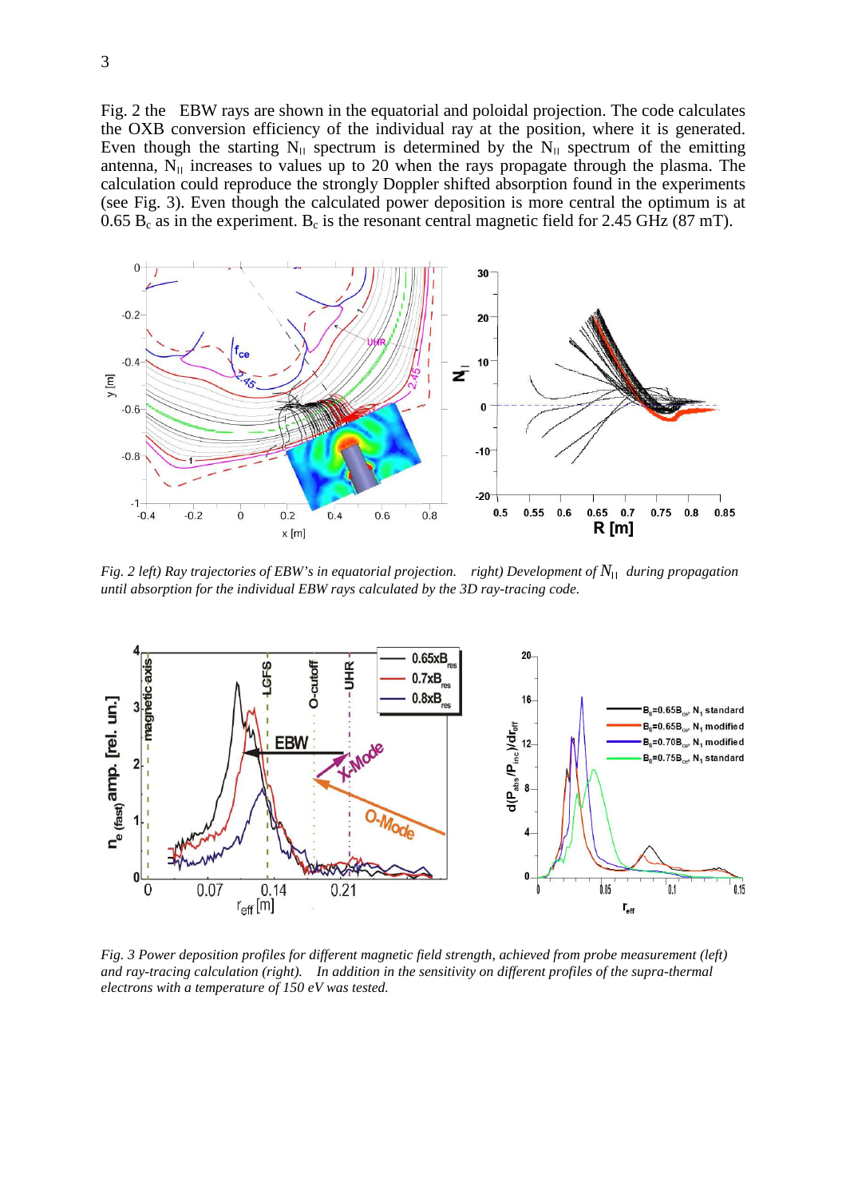Fig. 2 the EBW rays are shown in the equatorial and poloidal projection. The code calculates the OXB conversion efficiency of the individual ray at the position, where it is generated. Even though the starting $N_{||}$ spectrum is determined by the $N_{||}$ spectrum of the emitting antenna, $N_{||}$ increases to values up to 20 when the rays propagate through the plasma. The calculation could reproduce the strongly Doppler shifted absorption found in the experiments (see Fig. 3). Even though the calculated power deposition is more central the optimum is at 0.65 $B_c$ as in the experiment. $B_c$ is the resonant central magnetic field for 2.45 GHz (87 mT).

*Fig. 2 left) Ray trajectories of EBW's in equatorial projection. right) Development of $N_{||}$ during propagation until absorption for the individual EBW rays calculated by the 3D ray-tracing code.*

*Fig. 3 Power deposition profiles for different magnetic field strength, achieved from probe measurement (left) and ray-tracing calculation (right). In addition in the sensitivity on different profiles of the supra-thermal electrons with a temperature of 150 eV was tested.*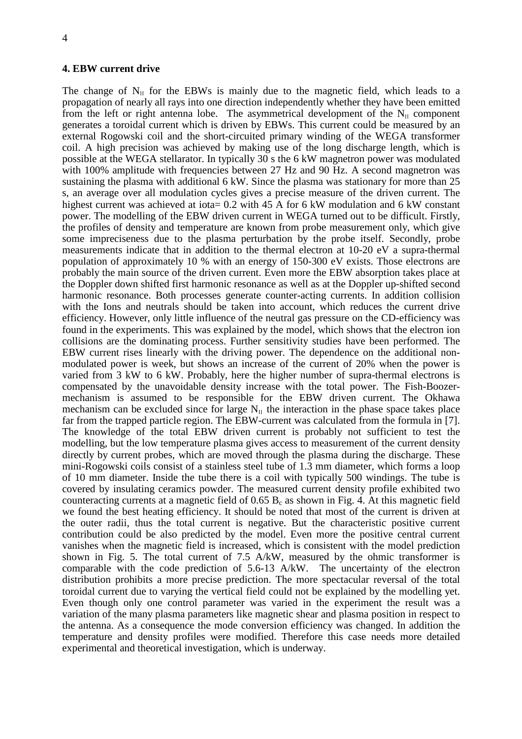## 4. EBW current drive

The change of $N_{||}$ for the EBWs is mainly due to the magnetic field, which leads to a propagation of nearly all rays into one direction independently whether they have been emitted from the left or right antenna lobe. The asymmetrical development of the $N_{||}$ component generates a toroidal current which is driven by EBWs. This current could be measured by an external Rogowski coil and the short-circuited primary winding of the WEGA transformer coil. A high precision was achieved by making use of the long discharge length, which is possible at the WEGA stellarator. In typically 30 s the 6 kW magnetron power was modulated with 100% amplitude with frequencies between 27 Hz and 90 Hz. A second magnetron was sustaining the plasma with additional 6 kW. Since the plasma was stationary for more than 25 s, an average over all modulation cycles gives a precise measure of the driven current. The highest current was achieved at iota= 0.2 with 45 A for 6 kW modulation and 6 kW constant power. The modelling of the EBW driven current in WEGA turned out to be difficult. Firstly, the profiles of density and temperature are known from probe measurement only, which give some impreciseness due to the plasma perturbation by the probe itself. Secondly, probe measurements indicate that in addition to the thermal electron at 10-20 eV a supra-thermal population of approximately 10 % with an energy of 150-300 eV exists. Those electrons are probably the main source of the driven current. Even more the EBW absorption takes place at the Doppler down shifted first harmonic resonance as well as at the Doppler up-shifted second harmonic resonance. Both processes generate counter-acting currents. In addition collision with the Ions and neutrals should be taken into account, which reduces the current drive efficiency. However, only little influence of the neutral gas pressure on the CD-efficiency was found in the experiments. This was explained by the model, which shows that the electron ion collisions are the dominating process. Further sensitivity studies have been performed. The EBW current rises linearly with the driving power. The dependence on the additional non-modulated power is week, but shows an increase of the current of 20% when the power is varied from 3 kW to 6 kW. Probably, here the higher number of supra-thermal electrons is compensated by the unavoidable density increase with the total power. The Fish-Boozer-mechanism is assumed to be responsible for the EBW driven current. The Okhawa mechanism can be excluded since for large $N_{||}$ the interaction in the phase space takes place far from the trapped particle region. The EBW-current was calculated from the formula in [7]. The knowledge of the total EBW driven current is probably not sufficient to test the modelling, but the low temperature plasma gives access to measurement of the current density directly by current probes, which are moved through the plasma during the discharge. These mini-Rogowski coils consist of a stainless steel tube of 1.3 mm diameter, which forms a loop of 10 mm diameter. Inside the tube there is a coil with typically 500 windings. The tube is covered by insulating ceramics powder. The measured current density profile exhibited two counteracting currents at a magnetic field of 0.65 $B_c$ as shown in Fig. 4. At this magnetic field we found the best heating efficiency. It should be noted that most of the current is driven at the outer radii, thus the total current is negative. But the characteristic positive current contribution could be also predicted by the model. Even more the positive central current vanishes when the magnetic field is increased, which is consistent with the model prediction shown in Fig. 5. The total current of 7.5 A/kW, measured by the ohmic transformer is comparable with the code prediction of 5.6-13 A/kW. The uncertainty of the electron distribution prohibits a more precise prediction. The more spectacular reversal of the total toroidal current due to varying the vertical field could not be explained by the modelling yet. Even though only one control parameter was varied in the experiment the result was a variation of the many plasma parameters like magnetic shear and plasma position in respect to the antenna. As a consequence the mode conversion efficiency was changed. In addition the temperature and density profiles were modified. Therefore this case needs more detailed experimental and theoretical investigation, which is underway.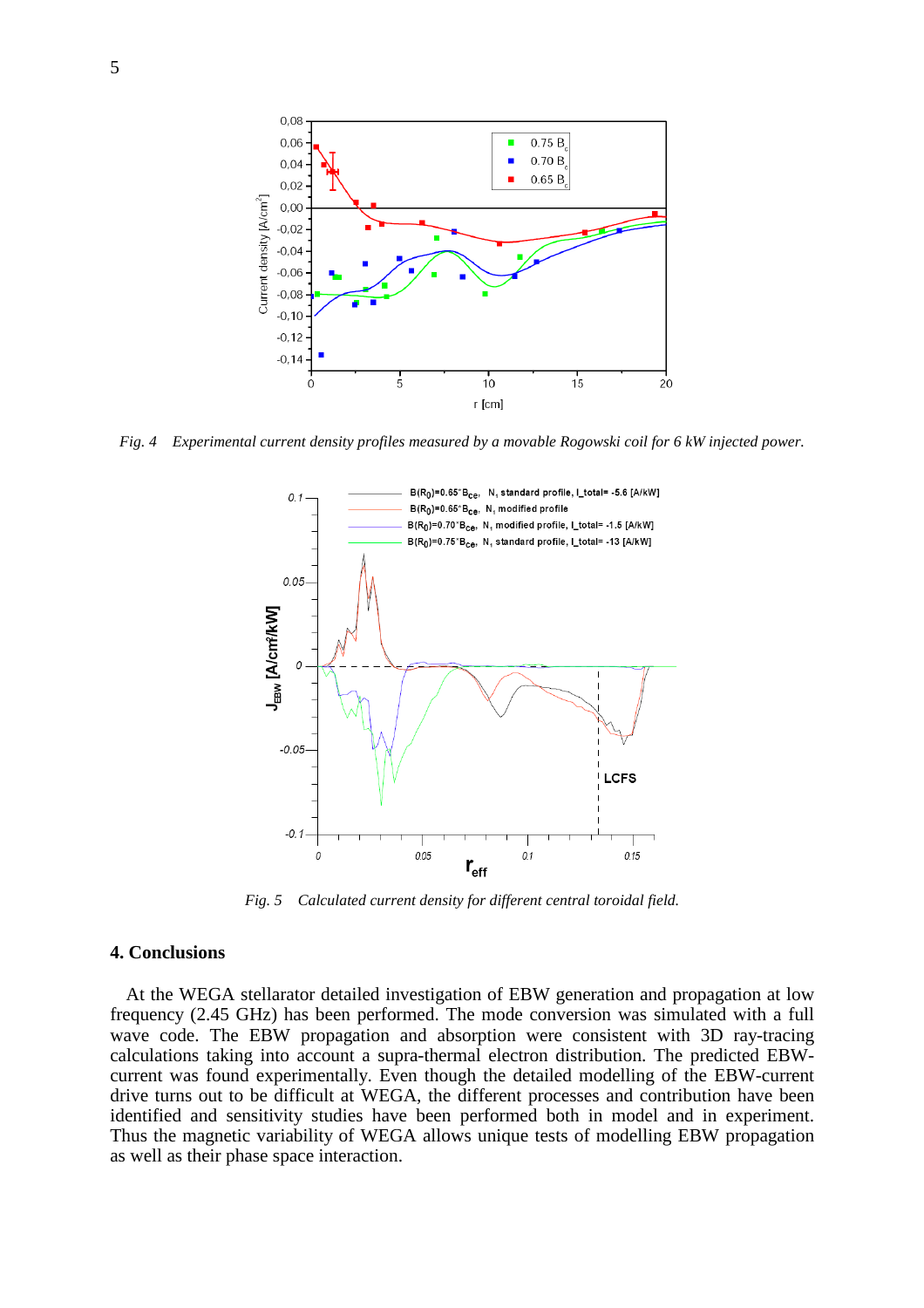*Fig. 4 Experimental current density profiles measured by a movable Rogowski coil for 6 kW injected power.*

*Fig. 5 Calculated current density for different central toroidal field.*

## 4. Conclusions

At the WEGA stellarator detailed investigation of EBW generation and propagation at low frequency (2.45 GHz) has been performed. The mode conversion was simulated with a full wave code. The EBW propagation and absorption were consistent with 3D ray-tracing calculations taking into account a supra-thermal electron distribution. The predicted EBW-current was found experimentally. Even though the detailed modelling of the EBW-current drive turns out to be difficult at WEGA, the different processes and contribution have been identified and sensitivity studies have been performed both in model and in experiment. Thus the magnetic variability of WEGA allows unique tests of modelling EBW propagation as well as their phase space interaction.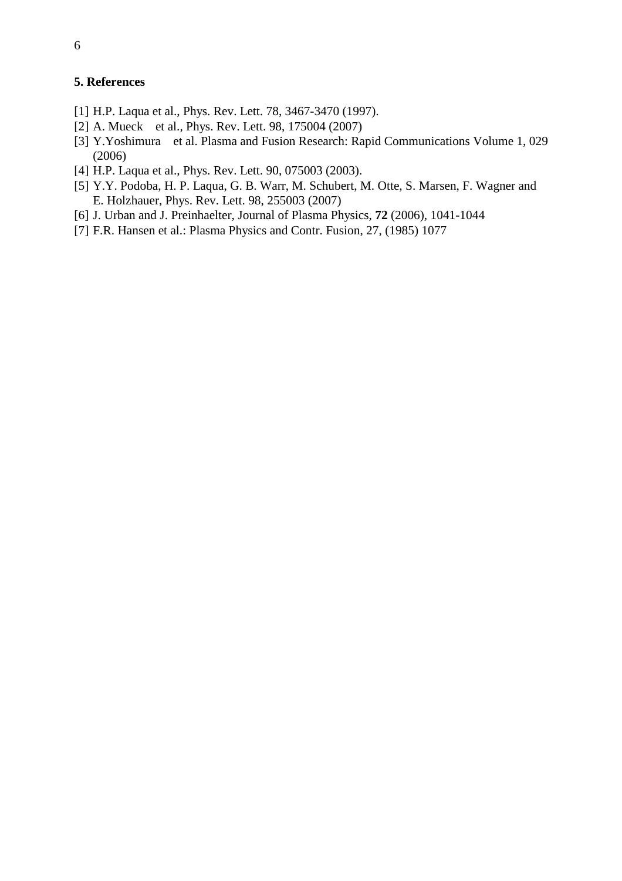## 5. References

[1] H.P. Laqua et al., Phys. Rev. Lett. 78, 3467-3470 (1997).
[2] A. Mueck et al., Phys. Rev. Lett. 98, 175004 (2007)
[3] Y.Yoshimura et al. Plasma and Fusion Research: Rapid Communications Volume 1, 029 (2006)
[4] H.P. Laqua et al., Phys. Rev. Lett. 90, 075003 (2003).
[5] Y.Y. Podoba, H. P. Laqua, G. B. Warr, M. Schubert, M. Otte, S. Marsen, F. Wagner and E. Holzhauer, Phys. Rev. Lett. 98, 255003 (2007)
[6] J. Urban and J. Preinhaelter, Journal of Plasma Physics, **72** (2006), 1041-1044
[7] F.R. Hansen et al.: Plasma Physics and Contr. Fusion, 27, (1985) 1077